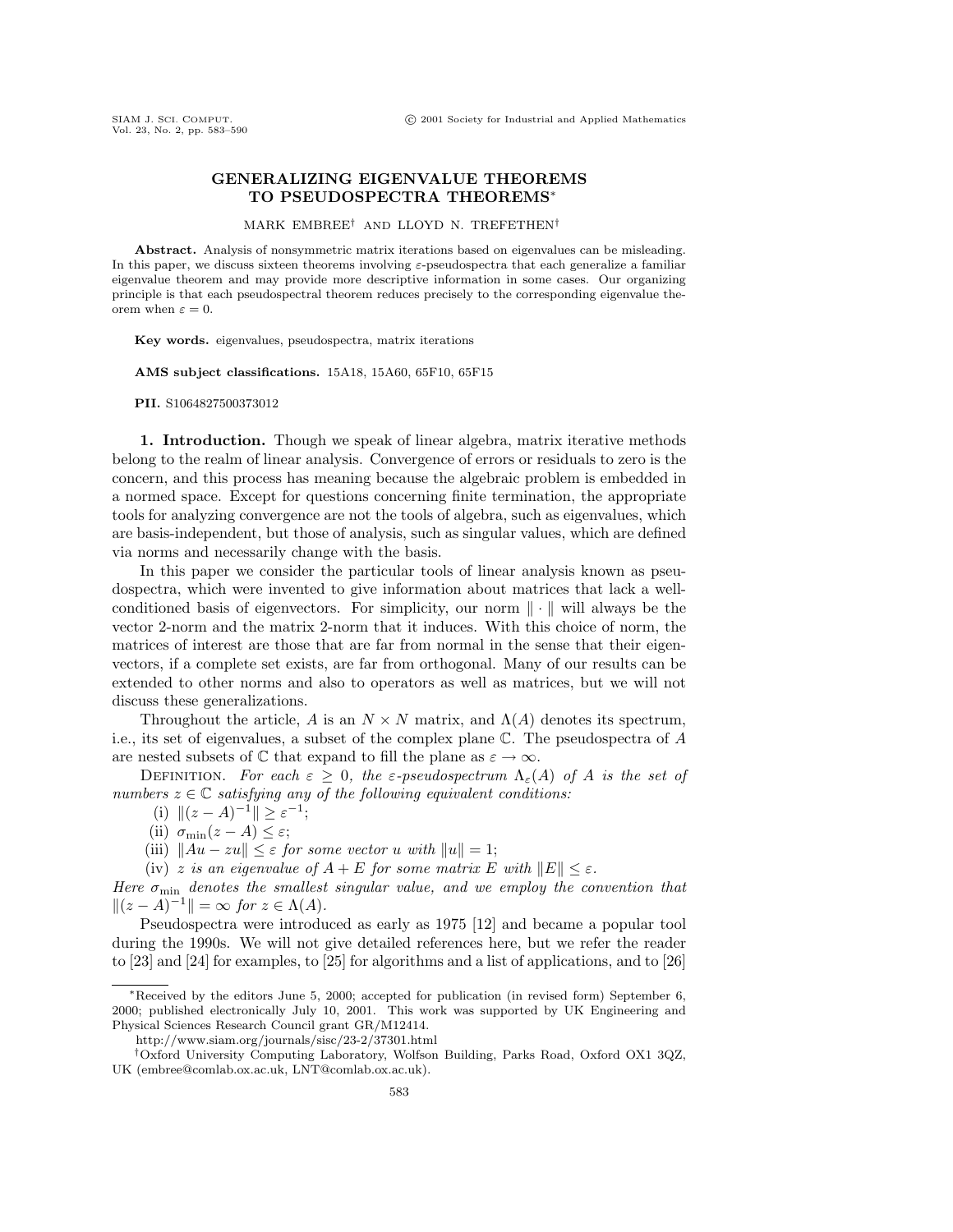# GENERALIZING EIGENVALUE THEOREMS TO PSEUDOSPECTRA THEOREMS*

MARK EMBREE† AND LLOYD N. TREFETHEN†

**Abstract.** Analysis of nonsymmetric matrix iterations based on eigenvalues can be misleading. In this paper, we discuss sixteen theorems involving $\varepsilon$-pseudospectra that each generalize a familiar eigenvalue theorem and may provide more descriptive information in some cases. Our organizing principle is that each pseudospectral theorem reduces precisely to the corresponding eigenvalue theorem when $\varepsilon = 0$.

**Key words.** eigenvalues, pseudospectra, matrix iterations

**AMS subject classifications.** 15A18, 15A60, 65F10, 65F15

**PII.** S1064827500373012

## 1. Introduction.

Though we speak of linear algebra, matrix iterative methods belong to the realm of linear analysis. Convergence of errors or residuals to zero is the concern, and this process has meaning because the algebraic problem is embedded in a normed space. Except for questions concerning finite termination, the appropriate tools for analyzing convergence are not the tools of algebra, such as eigenvalues, which are basis-independent, but those of analysis, such as singular values, which are defined via norms and necessarily change with the basis.

In this paper we consider the particular tools of linear analysis known as pseudospectra, which were invented to give information about matrices that lack a well-conditioned basis of eigenvectors. For simplicity, our norm $\|\cdot\|$ will always be the vector 2-norm and the matrix 2-norm that it induces. With this choice of norm, the matrices of interest are those that are far from normal in the sense that their eigenvectors, if a complete set exists, are far from orthogonal. Many of our results can be extended to other norms and also to operators as well as matrices, but we will not discuss these generalizations.

Throughout the article, $A$ is an $N \times N$ matrix, and $\Lambda(A)$ denotes its spectrum, i.e., its set of eigenvalues, a subset of the complex plane $\mathbb{C}$. The pseudospectra of $A$ are nested subsets of $\mathbb{C}$ that expand to fill the plane as $\varepsilon \to \infty$.

DEFINITION. *For each $\varepsilon \geq 0$, the $\varepsilon$-pseudospectrum $\Lambda_\varepsilon(A)$ of $A$ is the set of numbers $z \in \mathbb{C}$ satisfying any of the following equivalent conditions:*

(i) $\|(z - A)^{-1}\| \geq \varepsilon^{-1}$;

(ii) $\sigma_{\min}(z - A) \leq \varepsilon$;

(iii) $\|Au - zu\| \leq \varepsilon$ *for some vector $u$ with $\|u\| = 1$;*

(iv) *$z$ is an eigenvalue of $A + E$ for some matrix $E$ with $\|E\| \leq \varepsilon$.*

*Here $\sigma_{\min}$ denotes the smallest singular value, and we employ the convention that $\|(z - A)^{-1}\| = \infty$ for $z \in \Lambda(A)$.*

Pseudospectra were introduced as early as 1975 [12] and became a popular tool during the 1990s. We will not give detailed references here, but we refer the reader to [23] and [24] for examples, to [25] for algorithms and a list of applications, and to [26]

---

*Received by the editors June 5, 2000; accepted for publication (in revised form) September 6, 2000; published electronically July 10, 2001. This work was supported by UK Engineering and Physical Sciences Research Council grant GR/M12414.

http://www.siam.org/journals/sisc/23-2/37301.html

†Oxford University Computing Laboratory, Wolfson Building, Parks Road, Oxford OX1 3QZ, UK (embree@comlab.ox.ac.uk, LNT@comlab.ox.ac.uk).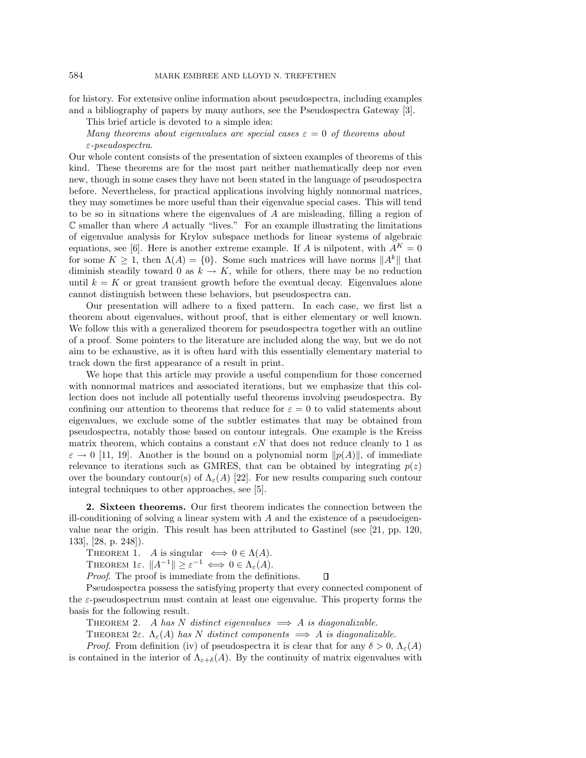for history. For extensive online information about pseudospectra, including examples and a bibliography of papers by many authors, see the Pseudospectra Gateway [3].

This brief article is devoted to a simple idea:

*Many theorems about eigenvalues are special cases $\varepsilon = 0$ of theorems about $\varepsilon$-pseudospectra.*

Our whole content consists of the presentation of sixteen examples of theorems of this kind. These theorems are for the most part neither mathematically deep nor even new, though in some cases they have not been stated in the language of pseudospectra before. Nevertheless, for practical applications involving highly nonnormal matrices, they may sometimes be more useful than their eigenvalue special cases. This will tend to be so in situations where the eigenvalues of $A$ are misleading, filling a region of $\mathbb{C}$ smaller than where $A$ actually "lives." For an example illustrating the limitations of eigenvalue analysis for Krylov subspace methods for linear systems of algebraic equations, see [6]. Here is another extreme example. If $A$ is nilpotent, with $A^K = 0$ for some $K \geq 1$, then $\Lambda(A) = \{0\}$. Some such matrices will have norms $\|A^k\|$ that diminish steadily toward 0 as $k \to K$, while for others, there may be no reduction until $k = K$ or great transient growth before the eventual decay. Eigenvalues alone cannot distinguish between these behaviors, but pseudospectra can.

Our presentation will adhere to a fixed pattern. In each case, we first list a theorem about eigenvalues, without proof, that is either elementary or well known. We follow this with a generalized theorem for pseudospectra together with an outline of a proof. Some pointers to the literature are included along the way, but we do not aim to be exhaustive, as it is often hard with this essentially elementary material to track down the first appearance of a result in print.

We hope that this article may provide a useful compendium for those concerned with nonnormal matrices and associated iterations, but we emphasize that this collection does not include all potentially useful theorems involving pseudospectra. By confining our attention to theorems that reduce for $\varepsilon = 0$ to valid statements about eigenvalues, we exclude some of the subtler estimates that may be obtained from pseudospectra, notably those based on contour integrals. One example is the Kreiss matrix theorem, which contains a constant $eN$ that does not reduce cleanly to 1 as $\varepsilon \to 0$ [11, 19]. Another is the bound on a polynomial norm $\|p(A)\|$, of immediate relevance to iterations such as GMRES, that can be obtained by integrating $p(z)$ over the boundary contour(s) of $\Lambda_\varepsilon(A)$ [22]. For new results comparing such contour integral techniques to other approaches, see [5].

## 2. Sixteen theorems.

Our first theorem indicates the connection between the ill-conditioning of solving a linear system with $A$ and the existence of a pseudoeigenvalue near the origin. This result has been attributed to Gastinel (see [21, pp. 120, 133], [28, p. 248]).

THEOREM 1. $A$ is singular $\iff 0 \in \Lambda(A)$.

THEOREM $1\varepsilon$. $\|A^{-1}\| \geq \varepsilon^{-1} \iff 0 \in \Lambda_\varepsilon(A)$.

*Proof.* The proof is immediate from the definitions. ∎

Pseudospectra possess the satisfying property that every connected component of the $\varepsilon$-pseudospectrum must contain at least one eigenvalue. This property forms the basis for the following result.

THEOREM 2. *$A$ has $N$ distinct eigenvalues $\implies$ $A$ is diagonalizable.*

THEOREM $2\varepsilon$. *$\Lambda_\varepsilon(A)$ has $N$ distinct components $\implies$ $A$ is diagonalizable.*

*Proof.* From definition (iv) of pseudospectra it is clear that for any $\delta > 0$, $\Lambda_\varepsilon(A)$ is contained in the interior of $\Lambda_{\varepsilon+\delta}(A)$. By the continuity of matrix eigenvalues with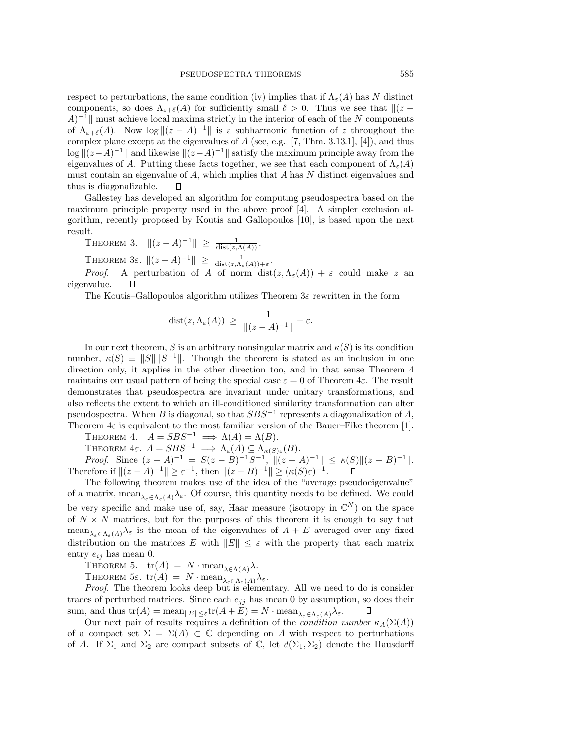respect to perturbations, the same condition (iv) implies that if $\Lambda_\varepsilon(A)$ has $N$ distinct components, so does $\Lambda_{\varepsilon+\delta}(A)$ for sufficiently small $\delta > 0$. Thus we see that $\|(z - A)^{-1}\|$ must achieve local maxima strictly in the interior of each of the $N$ components of $\Lambda_{\varepsilon+\delta}(A)$. Now $\log\|(z - A)^{-1}\|$ is a subharmonic function of $z$ throughout the complex plane except at the eigenvalues of $A$ (see, e.g., [7, Thm. 3.13.1], [4]), and thus $\log\|(z-A)^{-1}\|$ and likewise $\|(z-A)^{-1}\|$ satisfy the maximum principle away from the eigenvalues of $A$. Putting these facts together, we see that each component of $\Lambda_\varepsilon(A)$ must contain an eigenvalue of $A$, which implies that $A$ has $N$ distinct eigenvalues and thus is diagonalizable. $\square$

Gallestey has developed an algorithm for computing pseudospectra based on the maximum principle property used in the above proof [4]. A simpler exclusion algorithm, recently proposed by Koutis and Gallopoulos [10], is based upon the next result.

Theorem 3. $\|(z - A)^{-1}\| \ \geq\ \frac{1}{\operatorname{dist}(z,\Lambda(A))}$.

Theorem 3$\varepsilon$. $\|(z - A)^{-1}\| \ \geq\ \frac{1}{\operatorname{dist}(z,\Lambda_\varepsilon(A))+\varepsilon}$.

*Proof.* A perturbation of $A$ of norm $\operatorname{dist}(z, \Lambda_\varepsilon(A)) + \varepsilon$ could make $z$ an eigenvalue. $\square$

The Koutis–Gallopoulos algorithm utilizes Theorem 3$\varepsilon$ rewritten in the form

$$\operatorname{dist}(z, \Lambda_\varepsilon(A)) \ \geq\ \frac{1}{\|(z - A)^{-1}\|} - \varepsilon.$$

In our next theorem, $S$ is an arbitrary nonsingular matrix and $\kappa(S)$ is its condition number, $\kappa(S) \equiv \|S\|\|S^{-1}\|$. Though the theorem is stated as an inclusion in one direction only, it applies in the other direction too, and in that sense Theorem 4 maintains our usual pattern of being the special case $\varepsilon = 0$ of Theorem 4$\varepsilon$. The result demonstrates that pseudospectra are invariant under unitary transformations, and also reflects the extent to which an ill-conditioned similarity transformation can alter pseudospectra. When $B$ is diagonal, so that $SBS^{-1}$ represents a diagonalization of $A$, Theorem 4$\varepsilon$ is equivalent to the most familiar version of the Bauer–Fike theorem [1].

Theorem 4. $A = SBS^{-1} \implies \Lambda(A) = \Lambda(B)$.

Theorem 4$\varepsilon$. $A = SBS^{-1} \implies \Lambda_\varepsilon(A) \subseteq \Lambda_{\kappa(S)\varepsilon}(B)$.

*Proof.* Since $(z - A)^{-1} = S(z - B)^{-1}S^{-1}$, $\|(z - A)^{-1}\| \leq \kappa(S)\|(z - B)^{-1}\|$. Therefore if $\|(z - A)^{-1}\| \geq \varepsilon^{-1}$, then $\|(z - B)^{-1}\| \geq (\kappa(S)\varepsilon)^{-1}$. $\square$

The following theorem makes use of the idea of the "average pseudoeigenvalue" of a matrix, $\operatorname{mean}_{\lambda_\varepsilon \in \Lambda_\varepsilon(A)}\lambda_\varepsilon$. Of course, this quantity needs to be defined. We could be very specific and make use of, say, Haar measure (isotropy in $\mathbb{C}^N$) on the space of $N \times N$ matrices, but for the purposes of this theorem it is enough to say that $\operatorname{mean}_{\lambda_\varepsilon \in \Lambda_\varepsilon(A)}\lambda_\varepsilon$ is the mean of the eigenvalues of $A + E$ averaged over any fixed distribution on the matrices $E$ with $\|E\| \leq \varepsilon$ with the property that each matrix entry $e_{ij}$ has mean 0.

Theorem 5. $\operatorname{tr}(A) \ =\ N \cdot \operatorname{mean}_{\lambda\in\Lambda(A)}\lambda$.

Theorem 5$\varepsilon$. $\operatorname{tr}(A) \ =\ N \cdot \operatorname{mean}_{\lambda_\varepsilon\in\Lambda_\varepsilon(A)}\lambda_\varepsilon$.

*Proof.* The theorem looks deep but is elementary. All we need to do is consider traces of perturbed matrices. Since each $e_{jj}$ has mean 0 by assumption, so does their sum, and thus $\operatorname{tr}(A) = \operatorname{mean}_{\|E\|\leq\varepsilon}\operatorname{tr}(A + E) = N \cdot \operatorname{mean}_{\lambda_\varepsilon\in\Lambda_\varepsilon(A)}\lambda_\varepsilon$. $\square$

Our next pair of results requires a definition of the *condition number* $\kappa_A(\Sigma(A))$ of a compact set $\Sigma = \Sigma(A) \subset \mathbb{C}$ depending on $A$ with respect to perturbations of $A$. If $\Sigma_1$ and $\Sigma_2$ are compact subsets of $\mathbb{C}$, let $d(\Sigma_1, \Sigma_2)$ denote the Hausdorff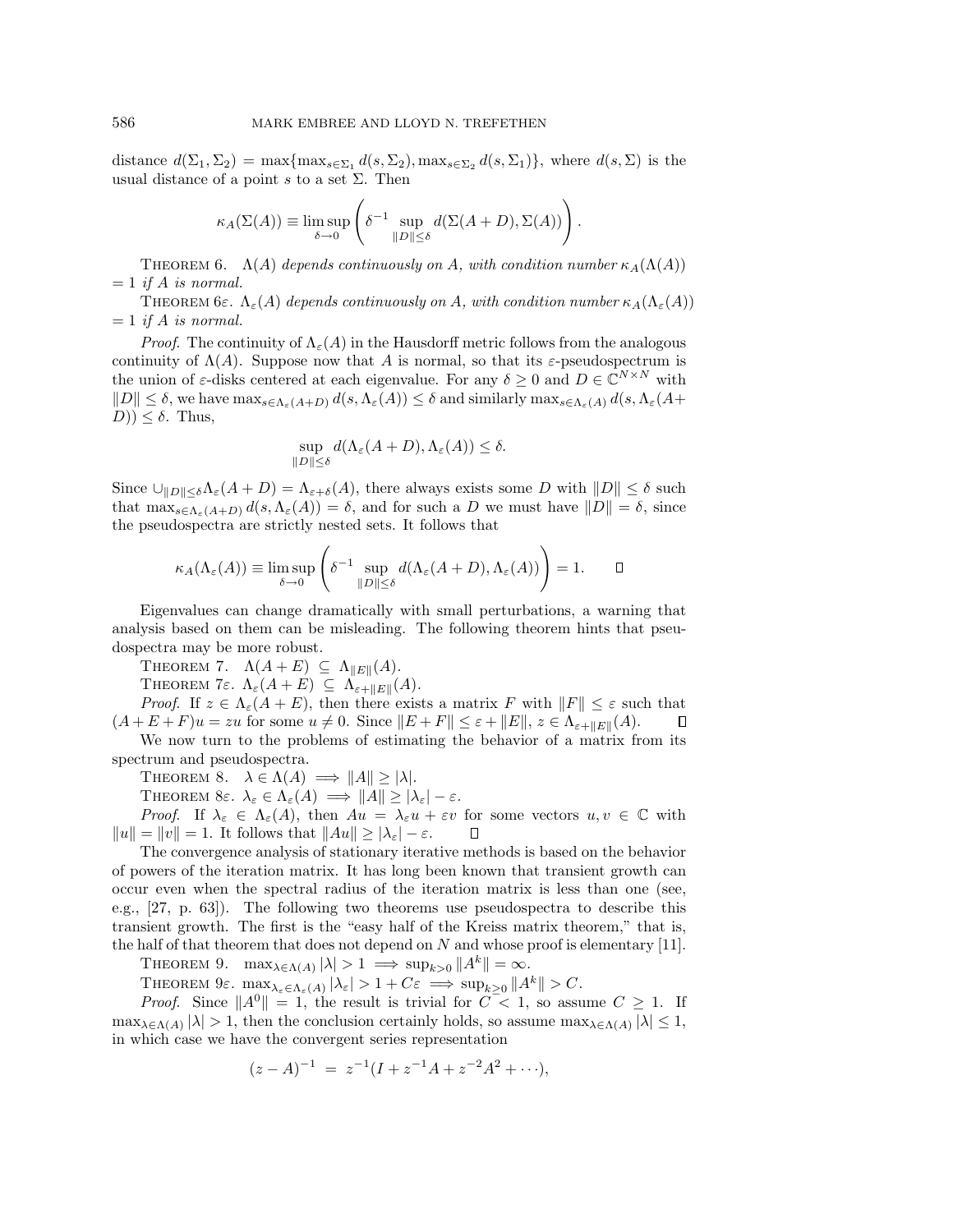distance $d(\Sigma_1, \Sigma_2) = \max\{\max_{s\in\Sigma_1} d(s,\Sigma_2), \max_{s\in\Sigma_2} d(s,\Sigma_1)\}$, where $d(s,\Sigma)$ is the usual distance of a point $s$ to a set $\Sigma$. Then

$$\kappa_A(\Sigma(A)) \equiv \limsup_{\delta\to 0}\left(\delta^{-1}\sup_{\|D\|\le\delta} d(\Sigma(A+D),\Sigma(A))\right).$$

THEOREM 6. *$\Lambda(A)$ depends continuously on $A$, with condition number $\kappa_A(\Lambda(A)) = 1$ if $A$ is normal.*

THEOREM 6$\varepsilon$. *$\Lambda_\varepsilon(A)$ depends continuously on $A$, with condition number $\kappa_A(\Lambda_\varepsilon(A)) = 1$ if $A$ is normal.*

*Proof*. The continuity of $\Lambda_\varepsilon(A)$ in the Hausdorff metric follows from the analogous continuity of $\Lambda(A)$. Suppose now that $A$ is normal, so that its $\varepsilon$-pseudospectrum is the union of $\varepsilon$-disks centered at each eigenvalue. For any $\delta \ge 0$ and $D \in \mathbb{C}^{N\times N}$ with $\|D\| \le \delta$, we have $\max_{s\in\Lambda_\varepsilon(A+D)} d(s,\Lambda_\varepsilon(A)) \le \delta$ and similarly $\max_{s\in\Lambda_\varepsilon(A)} d(s,\Lambda_\varepsilon(A+D)) \le \delta$. Thus,

$$\sup_{\|D\|\le\delta} d(\Lambda_\varepsilon(A+D),\Lambda_\varepsilon(A)) \le \delta.$$

Since $\cup_{\|D\|\le\delta}\Lambda_\varepsilon(A+D) = \Lambda_{\varepsilon+\delta}(A)$, there always exists some $D$ with $\|D\| \le \delta$ such that $\max_{s\in\Lambda_\varepsilon(A+D)} d(s,\Lambda_\varepsilon(A)) = \delta$, and for such a $D$ we must have $\|D\| = \delta$, since the pseudospectra are strictly nested sets. It follows that

$$\kappa_A(\Lambda_\varepsilon(A)) \equiv \limsup_{\delta\to 0}\left(\delta^{-1}\sup_{\|D\|\le\delta} d(\Lambda_\varepsilon(A+D),\Lambda_\varepsilon(A))\right) = 1. \qquad \square$$

Eigenvalues can change dramatically with small perturbations, a warning that analysis based on them can be misleading. The following theorem hints that pseudospectra may be more robust.

THEOREM 7. $\Lambda(A+E) \subseteq \Lambda_{\|E\|}(A)$.

THEOREM 7$\varepsilon$. $\Lambda_\varepsilon(A+E) \subseteq \Lambda_{\varepsilon+\|E\|}(A)$.

*Proof*. If $z \in \Lambda_\varepsilon(A+E)$, then there exists a matrix $F$ with $\|F\| \le \varepsilon$ such that $(A+E+F)u = zu$ for some $u \ne 0$. Since $\|E+F\| \le \varepsilon + \|E\|$, $z \in \Lambda_{\varepsilon+\|E\|}(A)$. $\square$

We now turn to the problems of estimating the behavior of a matrix from its spectrum and pseudospectra.

THEOREM 8. $\lambda \in \Lambda(A) \implies \|A\| \ge |\lambda|$.

THEOREM 8$\varepsilon$. $\lambda_\varepsilon \in \Lambda_\varepsilon(A) \implies \|A\| \ge |\lambda_\varepsilon| - \varepsilon$.

*Proof*. If $\lambda_\varepsilon \in \Lambda_\varepsilon(A)$, then $Au = \lambda_\varepsilon u + \varepsilon v$ for some vectors $u, v \in \mathbb{C}$ with $\|u\| = \|v\| = 1$. It follows that $\|Au\| \ge |\lambda_\varepsilon| - \varepsilon$. $\square$

The convergence analysis of stationary iterative methods is based on the behavior of powers of the iteration matrix. It has long been known that transient growth can occur even when the spectral radius of the iteration matrix is less than one (see, e.g., [27, p. 63]). The following two theorems use pseudospectra to describe this transient growth. The first is the "easy half of the Kreiss matrix theorem," that is, the half of that theorem that does not depend on $N$ and whose proof is elementary [11].

THEOREM 9. $\max_{\lambda\in\Lambda(A)} |\lambda| > 1 \implies \sup_{k>0}\|A^k\| = \infty$.

THEOREM 9$\varepsilon$. $\max_{\lambda_\varepsilon\in\Lambda_\varepsilon(A)} |\lambda_\varepsilon| > 1 + C\varepsilon \implies \sup_{k\ge 0}\|A^k\| > C$.

*Proof*. Since $\|A^0\| = 1$, the result is trivial for $C < 1$, so assume $C \ge 1$. If $\max_{\lambda\in\Lambda(A)} |\lambda| > 1$, then the conclusion certainly holds, so assume $\max_{\lambda\in\Lambda(A)} |\lambda| \le 1$, in which case we have the convergent series representation

$$(z-A)^{-1} \;=\; z^{-1}(I + z^{-1}A + z^{-2}A^2 + \cdots),$$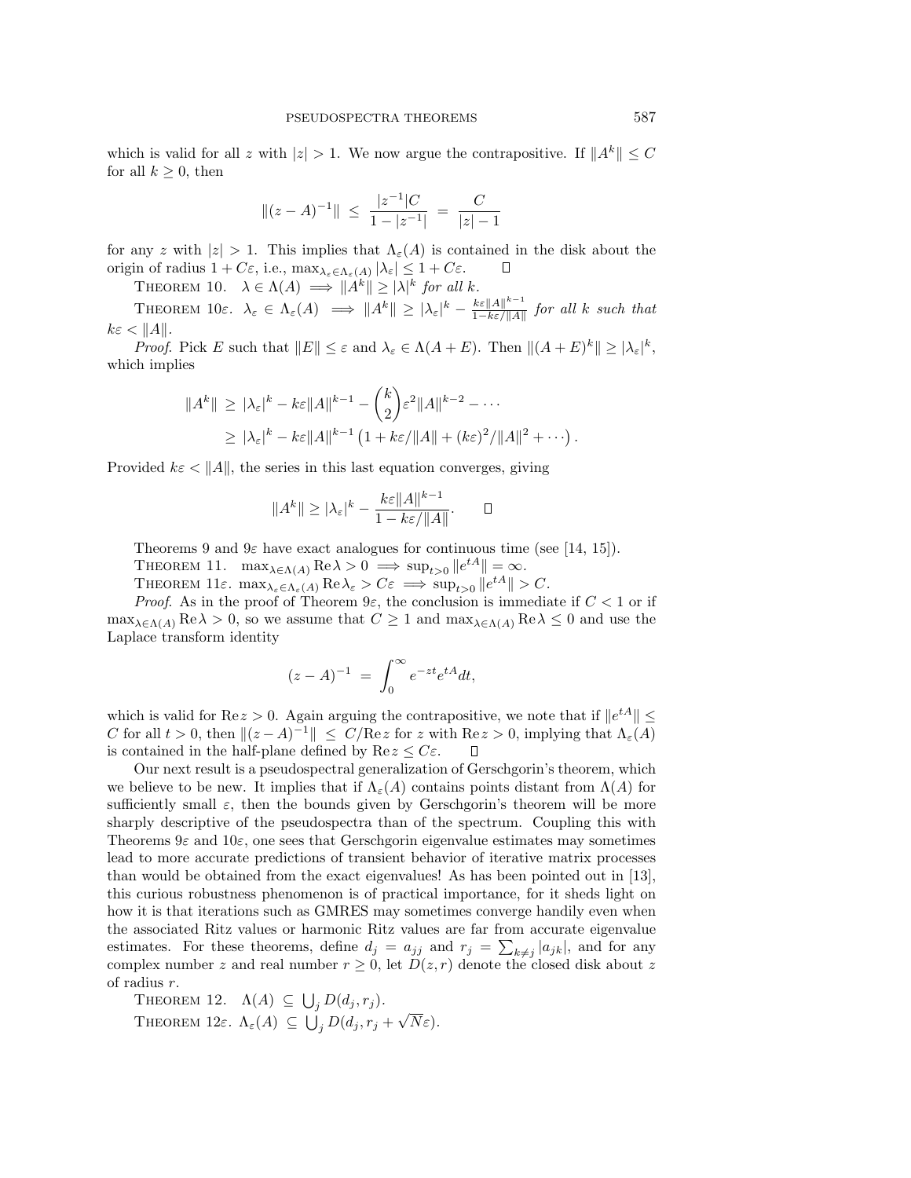which is valid for all $z$ with $|z| > 1$. We now argue the contrapositive. If $\|A^k\| \le C$ for all $k \ge 0$, then

$$\|(z-A)^{-1}\| \;\le\; \frac{|z^{-1}|C}{1-|z^{-1}|} \;=\; \frac{C}{|z|-1}$$

for any $z$ with $|z| > 1$. This implies that $\Lambda_\varepsilon(A)$ is contained in the disk about the origin of radius $1 + C\varepsilon$, i.e., $\max_{\lambda_\varepsilon \in \Lambda_\varepsilon(A)} |\lambda_\varepsilon| \le 1 + C\varepsilon$. $\square$

THEOREM 10. $\lambda \in \Lambda(A) \implies \|A^k\| \ge |\lambda|^k$ *for all* $k$.

THEOREM 10$\varepsilon$. $\lambda_\varepsilon \in \Lambda_\varepsilon(A) \implies \|A^k\| \ge |\lambda_\varepsilon|^k - \frac{k\varepsilon\|A\|^{k-1}}{1-k\varepsilon/\|A\|}$ *for all* $k$ *such that* $k\varepsilon < \|A\|$.

*Proof.* Pick $E$ such that $\|E\| \le \varepsilon$ and $\lambda_\varepsilon \in \Lambda(A+E)$. Then $\|(A+E)^k\| \ge |\lambda_\varepsilon|^k$, which implies

$$\begin{aligned}
\|A^k\| &\ge |\lambda_\varepsilon|^k - k\varepsilon\|A\|^{k-1} - \binom{k}{2}\varepsilon^2\|A\|^{k-2} - \cdots \\
&\ge |\lambda_\varepsilon|^k - k\varepsilon\|A\|^{k-1}\left(1 + k\varepsilon/\|A\| + (k\varepsilon)^2/\|A\|^2 + \cdots\right).
\end{aligned}$$

Provided $k\varepsilon < \|A\|$, the series in this last equation converges, giving

$$\|A^k\| \ge |\lambda_\varepsilon|^k - \frac{k\varepsilon\|A\|^{k-1}}{1-k\varepsilon/\|A\|}. \qquad \square$$

Theorems 9 and 9$\varepsilon$ have exact analogues for continuous time (see [14, 15]).

THEOREM 11. $\max_{\lambda \in \Lambda(A)} \operatorname{Re}\lambda > 0 \implies \sup_{t>0} \|e^{tA}\| = \infty$.

THEOREM 11$\varepsilon$. $\max_{\lambda_\varepsilon \in \Lambda_\varepsilon(A)} \operatorname{Re}\lambda_\varepsilon > C\varepsilon \implies \sup_{t>0} \|e^{tA}\| > C$.

*Proof.* As in the proof of Theorem 9$\varepsilon$, the conclusion is immediate if $C < 1$ or if $\max_{\lambda \in \Lambda(A)} \operatorname{Re}\lambda > 0$, so we assume that $C \ge 1$ and $\max_{\lambda \in \Lambda(A)} \operatorname{Re}\lambda \le 0$ and use the Laplace transform identity

$$(z-A)^{-1} \;=\; \int_0^\infty e^{-zt}e^{tA}dt,$$

which is valid for $\operatorname{Re} z > 0$. Again arguing the contrapositive, we note that if $\|e^{tA}\| \le C$ for all $t > 0$, then $\|(z-A)^{-1}\| \le C/\operatorname{Re} z$ for $z$ with $\operatorname{Re} z > 0$, implying that $\Lambda_\varepsilon(A)$ is contained in the half-plane defined by $\operatorname{Re} z \le C\varepsilon$. $\square$

Our next result is a pseudospectral generalization of Gerschgorin's theorem, which we believe to be new. It implies that if $\Lambda_\varepsilon(A)$ contains points distant from $\Lambda(A)$ for sufficiently small $\varepsilon$, then the bounds given by Gerschgorin's theorem will be more sharply descriptive of the pseudospectra than of the spectrum. Coupling this with Theorems 9$\varepsilon$ and 10$\varepsilon$, one sees that Gerschgorin eigenvalue estimates may sometimes lead to more accurate predictions of transient behavior of iterative matrix processes than would be obtained from the exact eigenvalues! As has been pointed out in [13], this curious robustness phenomenon is of practical importance, for it sheds light on how it is that iterations such as GMRES may sometimes converge handily even when the associated Ritz values or harmonic Ritz values are far from accurate eigenvalue estimates. For these theorems, define $d_j = a_{jj}$ and $r_j = \sum_{k \ne j} |a_{jk}|$, and for any complex number $z$ and real number $r \ge 0$, let $D(z, r)$ denote the closed disk about $z$ of radius $r$.

THEOREM 12. $\Lambda(A) \subseteq \bigcup_j D(d_j, r_j)$.

THEOREM 12$\varepsilon$. $\Lambda_\varepsilon(A) \subseteq \bigcup_j D(d_j, r_j + \sqrt{N}\varepsilon)$.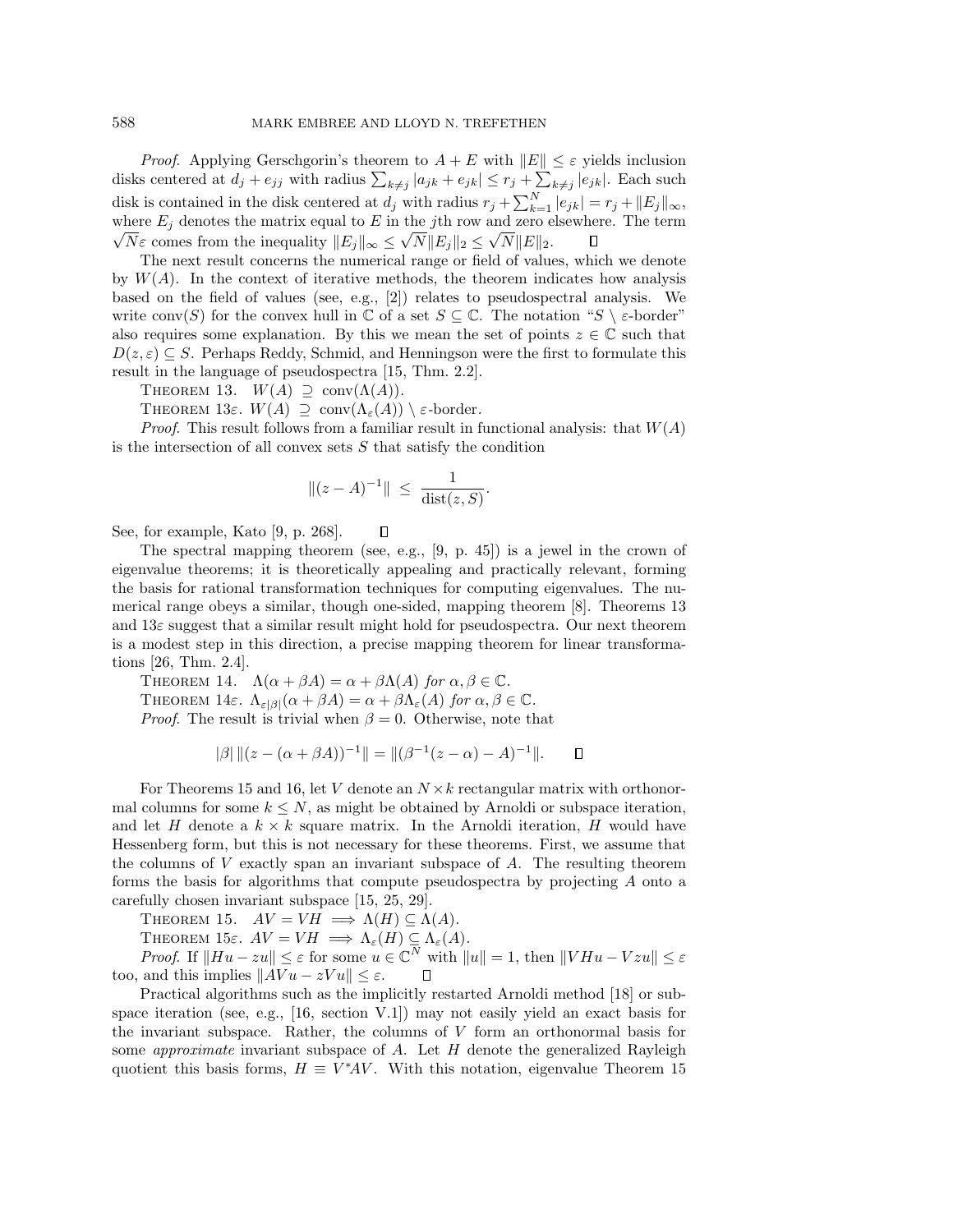*Proof*. Applying Gerschgorin's theorem to $A + E$ with $\|E\| \leq \varepsilon$ yields inclusion disks centered at $d_j + e_{jj}$ with radius $\sum_{k \neq j} |a_{jk} + e_{jk}| \leq r_j + \sum_{k \neq j} |e_{jk}|$. Each such disk is contained in the disk centered at $d_j$ with radius $r_j + \sum_{k=1}^{N} |e_{jk}| = r_j + \|E_j\|_\infty$, where $E_j$ denotes the matrix equal to $E$ in the $j$th row and zero elsewhere. The term $\sqrt{N}\varepsilon$ comes from the inequality $\|E_j\|_\infty \leq \sqrt{N}\|E_j\|_2 \leq \sqrt{N}\|E\|_2$. $\square$

The next result concerns the numerical range or field of values, which we denote by $W(A)$. In the context of iterative methods, the theorem indicates how analysis based on the field of values (see, e.g., [2]) relates to pseudospectral analysis. We write conv$(S)$ for the convex hull in $\mathbb{C}$ of a set $S \subseteq \mathbb{C}$. The notation "$S \setminus \varepsilon$-border" also requires some explanation. By this we mean the set of points $z \in \mathbb{C}$ such that $D(z, \varepsilon) \subseteq S$. Perhaps Reddy, Schmid, and Henningson were the first to formulate this result in the language of pseudospectra [15, Thm. 2.2].

Theorem 13. $W(A) \supseteq \text{conv}(\Lambda(A))$.

Theorem 13$\varepsilon$. $W(A) \supseteq \text{conv}(\Lambda_\varepsilon(A)) \setminus \varepsilon\text{-border}$.

*Proof*. This result follows from a familiar result in functional analysis: that $W(A)$ is the intersection of all convex sets $S$ that satisfy the condition

$$\|(z - A)^{-1}\| \leq \frac{1}{\text{dist}(z, S)}.$$

See, for example, Kato [9, p. 268]. $\square$

The spectral mapping theorem (see, e.g., [9, p. 45]) is a jewel in the crown of eigenvalue theorems; it is theoretically appealing and practically relevant, forming the basis for rational transformation techniques for computing eigenvalues. The numerical range obeys a similar, though one-sided, mapping theorem [8]. Theorems 13 and 13$\varepsilon$ suggest that a similar result might hold for pseudospectra. Our next theorem is a modest step in this direction, a precise mapping theorem for linear transformations [26, Thm. 2.4].

Theorem 14. *$\Lambda(\alpha + \beta A) = \alpha + \beta\Lambda(A)$ for $\alpha, \beta \in \mathbb{C}$.*

Theorem 14$\varepsilon$. *$\Lambda_{\varepsilon|\beta|}(\alpha + \beta A) = \alpha + \beta\Lambda_\varepsilon(A)$ for $\alpha, \beta \in \mathbb{C}$.*

*Proof*. The result is trivial when $\beta = 0$. Otherwise, note that

$$|\beta|\,\|(z - (\alpha + \beta A))^{-1}\| = \|(\beta^{-1}(z - \alpha) - A)^{-1}\|. \qquad \square$$

For Theorems 15 and 16, let $V$ denote an $N \times k$ rectangular matrix with orthonormal columns for some $k \leq N$, as might be obtained by Arnoldi or subspace iteration, and let $H$ denote a $k \times k$ square matrix. In the Arnoldi iteration, $H$ would have Hessenberg form, but this is not necessary for these theorems. First, we assume that the columns of $V$ exactly span an invariant subspace of $A$. The resulting theorem forms the basis for algorithms that compute pseudospectra by projecting $A$ onto a carefully chosen invariant subspace [15, 25, 29].

Theorem 15. $AV = VH \implies \Lambda(H) \subseteq \Lambda(A)$.

Theorem 15$\varepsilon$. $AV = VH \implies \Lambda_\varepsilon(H) \subseteq \Lambda_\varepsilon(A)$.

*Proof*. If $\|Hu - zu\| \leq \varepsilon$ for some $u \in \mathbb{C}^N$ with $\|u\| = 1$, then $\|VHu - Vzu\| \leq \varepsilon$ too, and this implies $\|AVu - zVu\| \leq \varepsilon$. $\square$

Practical algorithms such as the implicitly restarted Arnoldi method [18] or subspace iteration (see, e.g., [16, section V.1]) may not easily yield an exact basis for the invariant subspace. Rather, the columns of $V$ form an orthonormal basis for some *approximate* invariant subspace of $A$. Let $H$ denote the generalized Rayleigh quotient this basis forms, $H \equiv V^*AV$. With this notation, eigenvalue Theorem 15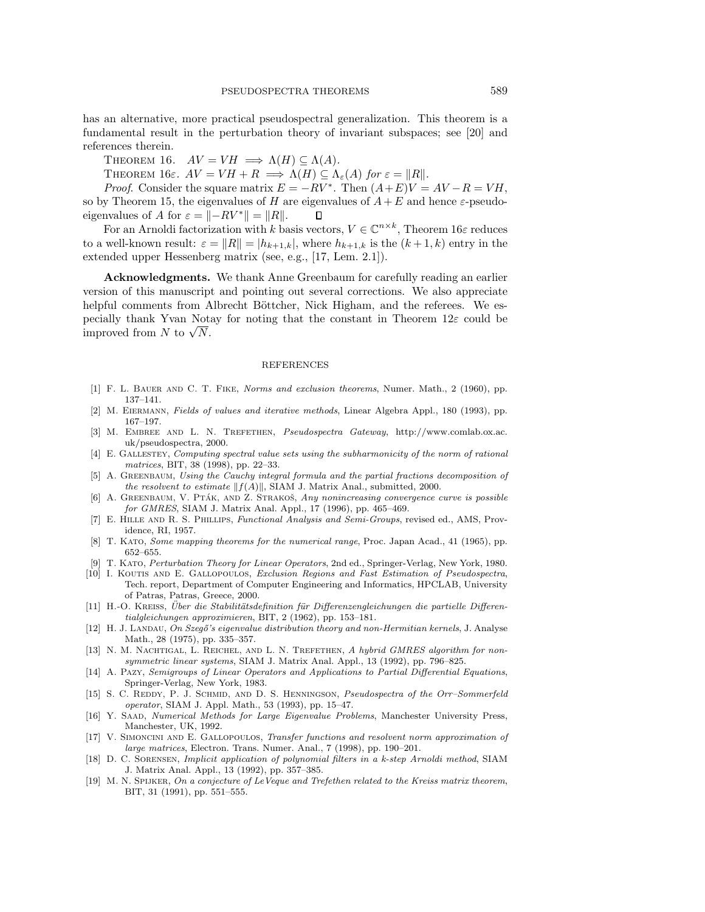has an alternative, more practical pseudospectral generalization. This theorem is a fundamental result in the perturbation theory of invariant subspaces; see [20] and references therein.

Theorem 16. $AV = VH \implies \Lambda(H) \subseteq \Lambda(A)$.

Theorem 16$\varepsilon$. $AV = VH + R \implies \Lambda(H) \subseteq \Lambda_\varepsilon(A)$ *for* $\varepsilon = \|R\|$.

*Proof*. Consider the square matrix $E = -RV^*$. Then $(A+E)V = AV - R = VH$, so by Theorem 15, the eigenvalues of $H$ are eigenvalues of $A+E$ and hence $\varepsilon$-pseudoeigenvalues of $A$ for $\varepsilon = \|-RV^*\| = \|R\|$. $\square$

For an Arnoldi factorization with $k$ basis vectors, $V \in \mathbb{C}^{n \times k}$, Theorem 16$\varepsilon$ reduces to a well-known result: $\varepsilon = \|R\| = |h_{k+1,k}|$, where $h_{k+1,k}$ is the $(k+1,k)$ entry in the extended upper Hessenberg matrix (see, e.g., [17, Lem. 2.1]).

**Acknowledgments.** We thank Anne Greenbaum for carefully reading an earlier version of this manuscript and pointing out several corrections. We also appreciate helpful comments from Albrecht Böttcher, Nick Higham, and the referees. We especially thank Yvan Notay for noting that the constant in Theorem 12$\varepsilon$ could be improved from $N$ to $\sqrt{N}$.

## REFERENCES

[1] F. L. Bauer and C. T. Fike, *Norms and exclusion theorems*, Numer. Math., 2 (1960), pp. 137–141.

[2] M. Eiermann, *Fields of values and iterative methods*, Linear Algebra Appl., 180 (1993), pp. 167–197.

[3] M. Embree and L. N. Trefethen, *Pseudospectra Gateway*, http://www.comlab.ox.ac.uk/pseudospectra, 2000.

[4] E. Gallestey, *Computing spectral value sets using the subharmonicity of the norm of rational matrices*, BIT, 38 (1998), pp. 22–33.

[5] A. Greenbaum, *Using the Cauchy integral formula and the partial fractions decomposition of the resolvent to estimate* $\|f(A)\|$, SIAM J. Matrix Anal., submitted, 2000.

[6] A. Greenbaum, V. Pták, and Z. Strakoš, *Any nonincreasing convergence curve is possible for GMRES*, SIAM J. Matrix Anal. Appl., 17 (1996), pp. 465–469.

[7] E. Hille and R. S. Phillips, *Functional Analysis and Semi-Groups*, revised ed., AMS, Providence, RI, 1957.

[8] T. Kato, *Some mapping theorems for the numerical range*, Proc. Japan Acad., 41 (1965), pp. 652–655.

[9] T. Kato, *Perturbation Theory for Linear Operators*, 2nd ed., Springer-Verlag, New York, 1980.

[10] I. Koutis and E. Gallopoulos, *Exclusion Regions and Fast Estimation of Pseudospectra*, Tech. report, Department of Computer Engineering and Informatics, HPCLAB, University of Patras, Patras, Greece, 2000.

[11] H.-O. Kreiss, *Über die Stabilitätsdefinition für Differenzengleichungen die partielle Differentialgleichungen approximieren*, BIT, 2 (1962), pp. 153–181.

[12] H. J. Landau, *On Szegő's eigenvalue distribution theory and non-Hermitian kernels*, J. Analyse Math., 28 (1975), pp. 335–357.

[13] N. M. Nachtigal, L. Reichel, and L. N. Trefethen, *A hybrid GMRES algorithm for nonsymmetric linear systems*, SIAM J. Matrix Anal. Appl., 13 (1992), pp. 796–825.

[14] A. Pazy, *Semigroups of Linear Operators and Applications to Partial Differential Equations*, Springer-Verlag, New York, 1983.

[15] S. C. Reddy, P. J. Schmid, and D. S. Henningson, *Pseudospectra of the Orr–Sommerfeld operator*, SIAM J. Appl. Math., 53 (1993), pp. 15–47.

[16] Y. Saad, *Numerical Methods for Large Eigenvalue Problems*, Manchester University Press, Manchester, UK, 1992.

[17] V. Simoncini and E. Gallopoulos, *Transfer functions and resolvent norm approximation of large matrices*, Electron. Trans. Numer. Anal., 7 (1998), pp. 190–201.

[18] D. C. Sorensen, *Implicit application of polynomial filters in a k-step Arnoldi method*, SIAM J. Matrix Anal. Appl., 13 (1992), pp. 357–385.

[19] M. N. Spijker, *On a conjecture of LeVeque and Trefethen related to the Kreiss matrix theorem*, BIT, 31 (1991), pp. 551–555.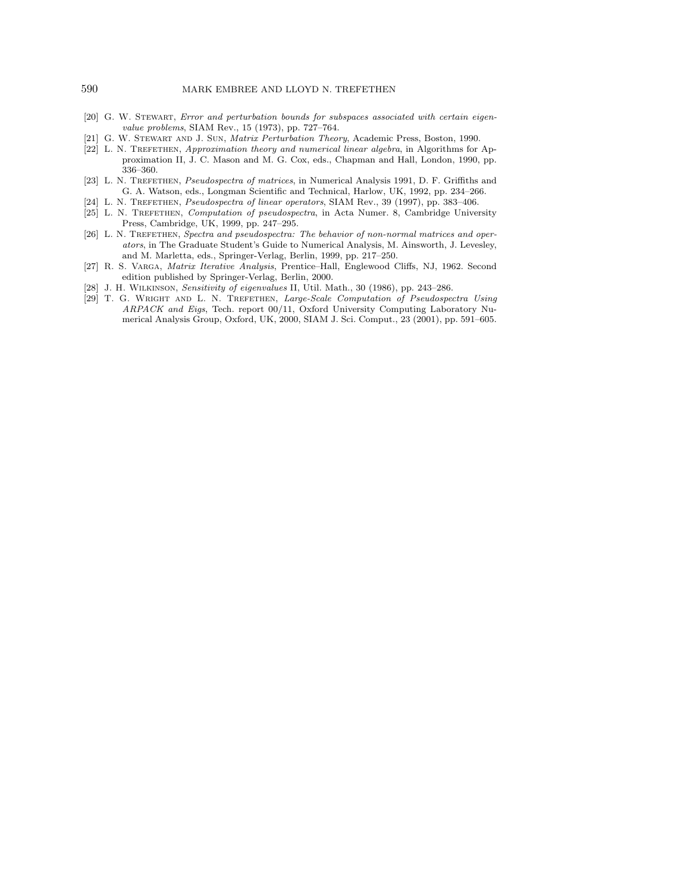[20] G. W. Stewart, *Error and perturbation bounds for subspaces associated with certain eigenvalue problems*, SIAM Rev., 15 (1973), pp. 727–764.

[21] G. W. Stewart and J. Sun, *Matrix Perturbation Theory*, Academic Press, Boston, 1990.

[22] L. N. Trefethen, *Approximation theory and numerical linear algebra*, in Algorithms for Approximation II, J. C. Mason and M. G. Cox, eds., Chapman and Hall, London, 1990, pp. 336–360.

[23] L. N. Trefethen, *Pseudospectra of matrices*, in Numerical Analysis 1991, D. F. Griffiths and G. A. Watson, eds., Longman Scientific and Technical, Harlow, UK, 1992, pp. 234–266.

[24] L. N. Trefethen, *Pseudospectra of linear operators*, SIAM Rev., 39 (1997), pp. 383–406.

[25] L. N. Trefethen, *Computation of pseudospectra*, in Acta Numer. 8, Cambridge University Press, Cambridge, UK, 1999, pp. 247–295.

[26] L. N. Trefethen, *Spectra and pseudospectra: The behavior of non-normal matrices and operators*, in The Graduate Student's Guide to Numerical Analysis, M. Ainsworth, J. Levesley, and M. Marletta, eds., Springer-Verlag, Berlin, 1999, pp. 217–250.

[27] R. S. Varga, *Matrix Iterative Analysis*, Prentice–Hall, Englewood Cliffs, NJ, 1962. Second edition published by Springer-Verlag, Berlin, 2000.

[28] J. H. Wilkinson, *Sensitivity of eigenvalues* II, Util. Math., 30 (1986), pp. 243–286.

[29] T. G. Wright and L. N. Trefethen, *Large-Scale Computation of Pseudospectra Using ARPACK and Eigs*, Tech. report 00/11, Oxford University Computing Laboratory Numerical Analysis Group, Oxford, UK, 2000, SIAM J. Sci. Comput., 23 (2001), pp. 591–605.